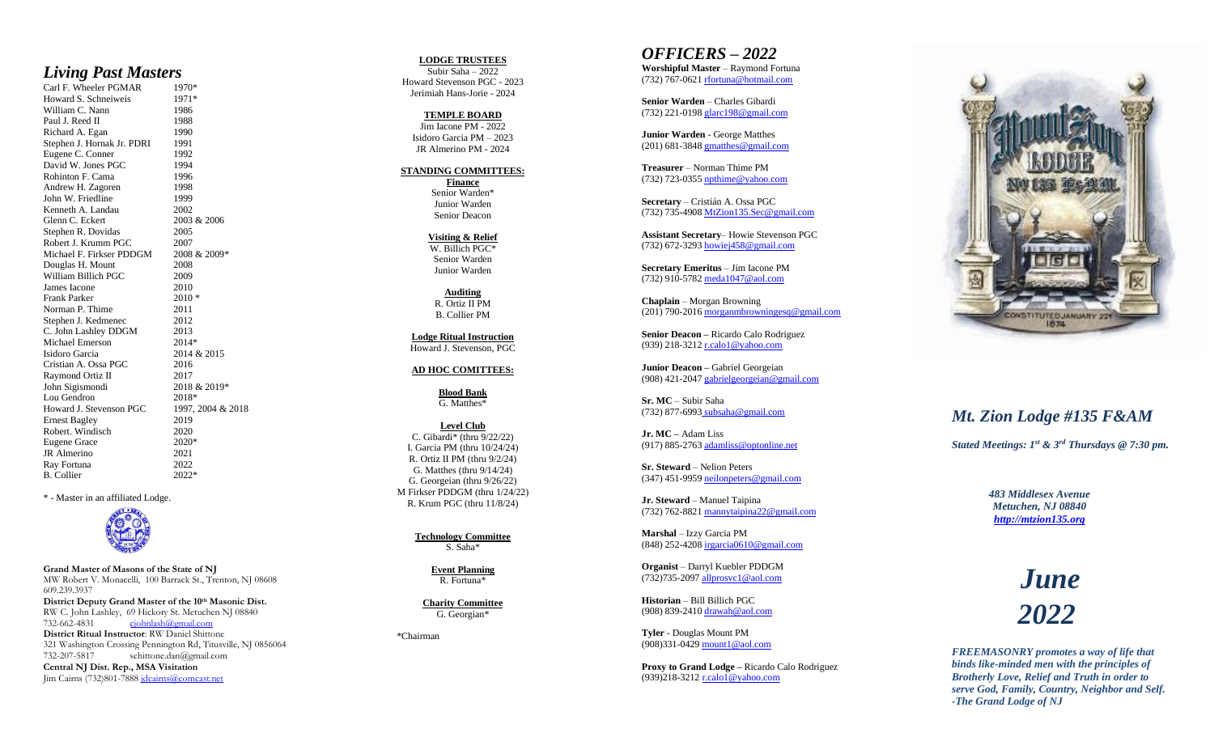## *Living Past Masters*

| | |
|---|---|
| Carl F. Wheeler PGMAR | 1970* |
| Howard S. Schneiweis | 1971* |
| William C. Nann | 1986 |
| Paul J. Reed II | 1988 |
| Richard A. Egan | 1990 |
| Stephen J. Hornak Jr. PDRI | 1991 |
| Eugene C. Conner | 1992 |
| David W. Jones PGC | 1994 |
| Rohinton F. Cama | 1996 |
| Andrew H. Zagoren | 1998 |
| John W. Friedline | 1999 |
| Kenneth A. Landau | 2002 |
| Glenn C. Eckert | 2003 & 2006 |
| Stephen R. Dovidas | 2005 |
| Robert J. Krumm PGC | 2007 |
| Michael F. Firkser PDDGM | 2008 & 2009* |
| Douglas H. Mount | 2008 |
| William Billich PGC | 2009 |
| James Iacone | 2010 |
| Frank Parker | 2010 * |
| Norman P. Thime | 2011 |
| Stephen J. Kedmenec | 2012 |
| C. John Lashley DDGM | 2013 |
| Michael Emerson | 2014* |
| Isidoro Garcia | 2014 & 2015 |
| Cristian A. Ossa PGC | 2016 |
| Raymond Ortiz II | 2017 |
| John Sigismondi | 2018 & 2019* |
| Lou Gendron | 2018* |
| Howard J. Stevenson PGC | 1997, 2004 & 2018 |
| Ernest Bagley | 2019 |
| Robert. Windisch | 2020 |
| Eugene Grace | 2020* |
| JR Almerino | 2021 |
| Ray Fortuna | 2022 |
| B. Collier | 2022* |

\* - Master in an affiliated Lodge.

**Grand Master of Masons of the State of NJ**
MW Robert V. Monacelli, 100 Barrack St., Trenton, NJ 08608
609.239.3937

**District Deputy Grand Master of the 10th Masonic Dist.**
RW C. John Lashley, 69 Hickory St. Metuchen NJ 08840
732-662-4831 cjohnlash@gmail.com

**District Ritual Instructor**: RW Daniel Shittone
321 Washington Crossing Pennington Rd, Titusville, NJ 0856064
732-207-5817 schittone.dan@gmail.com

**Central NJ Dist. Rep., MSA Visitation**
Jim Cairns (732)801-7888 jdcairns@comcast.net

**LODGE TRUSTEES**
Subir Saha – 2022
Howard Stevenson PGC - 2023
Jerimiah Hans-Jorie - 2024

**TEMPLE BOARD**
Jim Iacone PM - 2022
Isidoro Garcia PM – 2023
JR Almerino PM - 2024

**STANDING COMMITTEES:**

**Finance**
Senior Warden*
Junior Warden
Senior Deacon

**Visiting & Relief**
W. Billich PGC*
Senior Warden
Junior Warden

**Auditing**
R. Ortiz II PM
B. Collier PM

**Lodge Ritual Instruction**
Howard J. Stevenson, PGC

**AD HOC COMITTEES:**

**Blood Bank**
G. Matthes*

**Level Club**
C. Gibardi* (thru 9/22/22)
I. Garcia PM (thru 10/24/24)
R. Ortiz II PM (thru 9/2/24)
G. Matthes (thru 9/14/24)
G. Georgeian (thru 9/26/22)
M Firkser PDDGM (thru 1/24/22)
R. Krum PGC (thru 11/8/24)

**Technology Committee**
S. Saha*

**Event Planning**
R. Fortuna*

**Charity Committee**
G. Georgian*

*Chairman

## *OFFICERS – 2022*

**Worshipful Master** – Raymond Fortuna
(732) 767-0621 rfortuna@hotmail.com

**Senior Warden** – Charles Gibardi
(732) 221-0198 glarc198@gmail.com

**Junior Warden** - George Matthes
(201) 681-3848 gmatthes@gmail.com

**Treasurer** – Norman Thime PM
(732) 723-0355 npthime@yahoo.com

**Secretary** – Cristián A. Ossa PGC
(732) 735-4908 MtZion135.Sec@gmail.com

**Assistant Secretary**– Howie Stevenson PGC
(732) 672-3293 howiej458@gmail.com

**Secretary Emeritus** – Jim Iacone PM
(732) 910-5782 meda1047@aol.com

**Chaplain** – Morgan Browning
(201) 790-2016 morganmbrowningesq@gmail.com

**Senior Deacon** – Ricardo Calo Rodriguez
(939) 218-3212 r.calo1@yahoo.com

**Junior Deacon** – Gabriel Georgeian
(908) 421-2047 gabrielgeorgeian@gmail.com

**Sr. MC** – Subir Saha
(732) 877-6993 subsaha@gmail.com

**Jr. MC** – Adam Liss
(917) 885-2763 adamliss@optonline.net

**Sr. Steward** – Nelion Peters
(347) 451-9959 neilonpeters@gmail.com

**Jr. Steward** – Manuel Taipina
(732) 762-8821 mannytaipina22@gmail.com

**Marshal** – Izzy Garcia PM
(848) 252-4208 irgarcia0610@gmail.com

**Organist** – Darryl Kuebler PDDGM
(732)735-2097 allprosvc1@aol.com

**Historian** – Bill Billich PGC
(908) 839-2410 drawah@aol.com

**Tyler** - Douglas Mount PM
(908)331-0429 mount1@aol.com

**Proxy to Grand Lodge** – Ricardo Calo Rodriguez
(939)218-3212 r.calo1@yahoo.com

# *Mt. Zion Lodge #135 F&AM*

***Stated Meetings: 1st & 3rd Thursdays @ 7:30 pm.***

*483 Middlesex Avenue*
*Metuchen, NJ 08840*
*http://mtzion135.org*

# *June 2022*

***FREEMASONRY promotes a way of life that binds like-minded men with the principles of Brotherly Love, Relief and Truth in order to serve God, Family, Country, Neighbor and Self. -The Grand Lodge of NJ***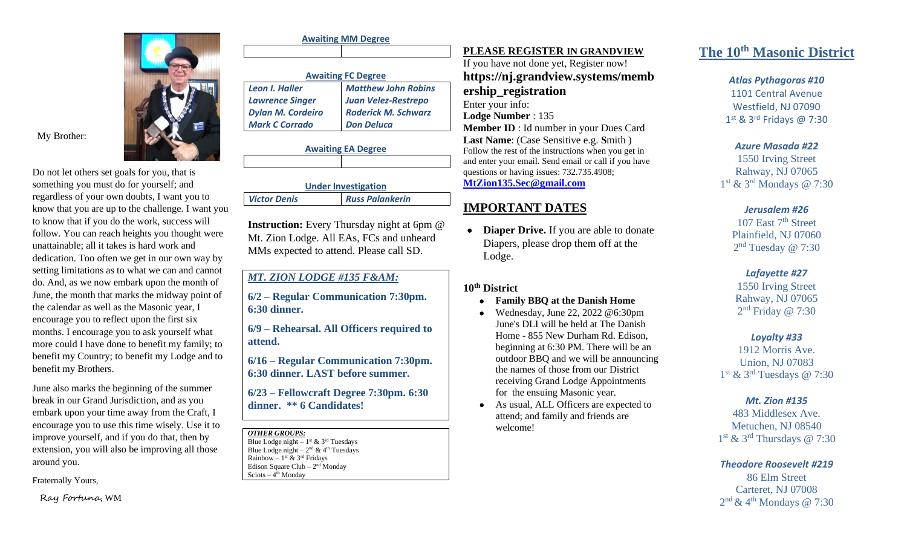My Brother:

Do not let others set goals for you, that is something you must do for yourself; and regardless of your own doubts, I want you to know that you are up to the challenge. I want you to know that if you do the work, success will follow. You can reach heights you thought were unattainable; all it takes is hard work and dedication. Too often we get in our own way by setting limitations as to what we can and cannot do. And, as we now embark upon the month of June, the month that marks the midway point of the calendar as well as the Masonic year, I encourage you to reflect upon the first six months. I encourage you to ask yourself what more could I have done to benefit my family; to benefit my Country; to benefit my Lodge and to benefit my Brothers.

June also marks the beginning of the summer break in our Grand Jurisdiction, and as you embark upon your time away from the Craft, I encourage you to use this time wisely. Use it to improve yourself, and if you do that, then by extension, you will also be improving all those around you.

Fraternally Yours,

Ray Fortuna, WM

**Awaiting MM Degree**

| | |
|---|---|
| | |

**Awaiting FC Degree**

| | |
|---|---|
| ***Leon I. Haller*** | ***Matthew John Robins*** |
| ***Lawrence Singer*** | ***Juan Velez-Restrepo*** |
| ***Dylan M. Cordeiro*** | ***Roderick M. Schwarz*** |
| ***Mark C Corrado*** | ***Don Deluca*** |

**Awaiting EA Degree**

| | |
|---|---|
| | |

**Under Investigation**

| | |
|---|---|
| ***Victor Denis*** | ***Russ Palankerin*** |

**Instruction:** Every Thursday night at 6pm @ Mt. Zion Lodge. All EAs, FCs and unheard MMs expected to attend. Please call SD.

***MT. ZION LODGE #135 F&AM:***

**6/2 – Regular Communication 7:30pm. 6:30 dinner.**

**6/9 – Rehearsal. All Officers required to attend.**

**6/16 – Regular Communication 7:30pm. 6:30 dinner. LAST before summer.**

**6/23 – Fellowcraft Degree 7:30pm. 6:30 dinner. ** 6 Candidates!**

***OTHER GROUPS:***
Blue Lodge night – 1st & 3rd Tuesdays
Blue Lodge night – 2nd & 4th Tuesdays
Rainbow – 1st & 3rd Fridays
Edison Square Club – 2nd Monday
Sciots – 4th Monday

**PLEASE REGISTER IN GRANDVIEW**

If you have not done yet, Register now!

**https://nj.grandview.systems/membership_registration**

Enter your info:
**Lodge Number** : 135
**Member ID** : Id number in your Dues Card
**Last Name**: (Case Sensitive e.g. **S**mith )
Follow the rest of the instructions when you get in and enter your email. Send email or call if you have questions or having issues: 732.735.4908; **MtZion135.Sec@gmail.com**

## IMPORTANT DATES

- **Diaper Drive.** If you are able to donate Diapers, please drop them off at the Lodge.

**10th District**

- **Family BBQ at the Danish Home**
- Wednesday, June 22, 2022 @6:30pm June's DLI will be held at The Danish Home - 855 New Durham Rd. Edison, beginning at 6:30 PM. There will be an outdoor BBQ and we will be announcing the names of those from our District receiving Grand Lodge Appointments for the ensuing Masonic year.
- As usual, ALL Officers are expected to attend; and family and friends are welcome!

# The 10th Masonic District

***Atlas Pythagoras #10***
1101 Central Avenue
Westfield, NJ 07090
1st & 3rd Fridays @ 7:30

***Azure Masada #22***
1550 Irving Street
Rahway, NJ 07065
1st & 3rd Mondays @ 7:30

***Jerusalem #26***
107 East 7th Street
Plainfield, NJ 07060
2nd Tuesday @ 7:30

***Lafayette #27***
1550 Irving Street
Rahway, NJ 07065
2nd Friday @ 7:30

***Loyalty #33***
1912 Morris Ave.
Union, NJ 07083
1st & 3rd Tuesdays @ 7:30

***Mt. Zion #135***
483 Middlesex Ave.
Metuchen, NJ 08540
1st & 3rd Thursdays @ 7:30

***Theodore Roosevelt #219***
86 Elm Street
Carteret, NJ 07008
2nd & 4th Mondays @ 7:30